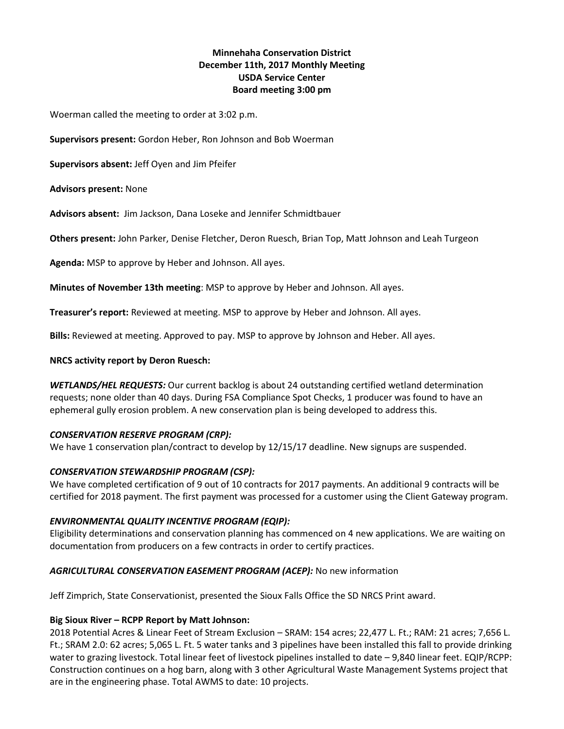**Minnehaha Conservation District**
**December 11th, 2017 Monthly Meeting**
**USDA Service Center**
**Board meeting 3:00 pm**

Woerman called the meeting to order at 3:02 p.m.

**Supervisors present:** Gordon Heber, Ron Johnson and Bob Woerman

**Supervisors absent:** Jeff Oyen and Jim Pfeifer

**Advisors present:** None

**Advisors absent:** Jim Jackson, Dana Loseke and Jennifer Schmidtbauer

**Others present:** John Parker, Denise Fletcher, Deron Ruesch, Brian Top, Matt Johnson and Leah Turgeon

**Agenda:** MSP to approve by Heber and Johnson. All ayes.

**Minutes of November 13th meeting**: MSP to approve by Heber and Johnson. All ayes.

**Treasurer's report:** Reviewed at meeting. MSP to approve by Heber and Johnson. All ayes.

**Bills:** Reviewed at meeting. Approved to pay. MSP to approve by Johnson and Heber. All ayes.

**NRCS activity report by Deron Ruesch:**

***WETLANDS/HEL REQUESTS:*** Our current backlog is about 24 outstanding certified wetland determination requests; none older than 40 days. During FSA Compliance Spot Checks, 1 producer was found to have an ephemeral gully erosion problem. A new conservation plan is being developed to address this.

***CONSERVATION RESERVE PROGRAM (CRP):***
We have 1 conservation plan/contract to develop by 12/15/17 deadline. New signups are suspended.

***CONSERVATION STEWARDSHIP PROGRAM (CSP):***
We have completed certification of 9 out of 10 contracts for 2017 payments. An additional 9 contracts will be certified for 2018 payment. The first payment was processed for a customer using the Client Gateway program.

***ENVIRONMENTAL QUALITY INCENTIVE PROGRAM (EQIP):***
Eligibility determinations and conservation planning has commenced on 4 new applications. We are waiting on documentation from producers on a few contracts in order to certify practices.

***AGRICULTURAL CONSERVATION EASEMENT PROGRAM (ACEP):*** No new information

Jeff Zimprich, State Conservationist, presented the Sioux Falls Office the SD NRCS Print award.

**Big Sioux River – RCPP Report by Matt Johnson:**
2018 Potential Acres & Linear Feet of Stream Exclusion – SRAM: 154 acres; 22,477 L. Ft.; RAM: 21 acres; 7,656 L. Ft.; SRAM 2.0: 62 acres; 5,065 L. Ft. 5 water tanks and 3 pipelines have been installed this fall to provide drinking water to grazing livestock. Total linear feet of livestock pipelines installed to date – 9,840 linear feet. EQIP/RCPP: Construction continues on a hog barn, along with 3 other Agricultural Waste Management Systems project that are in the engineering phase. Total AWMS to date: 10 projects.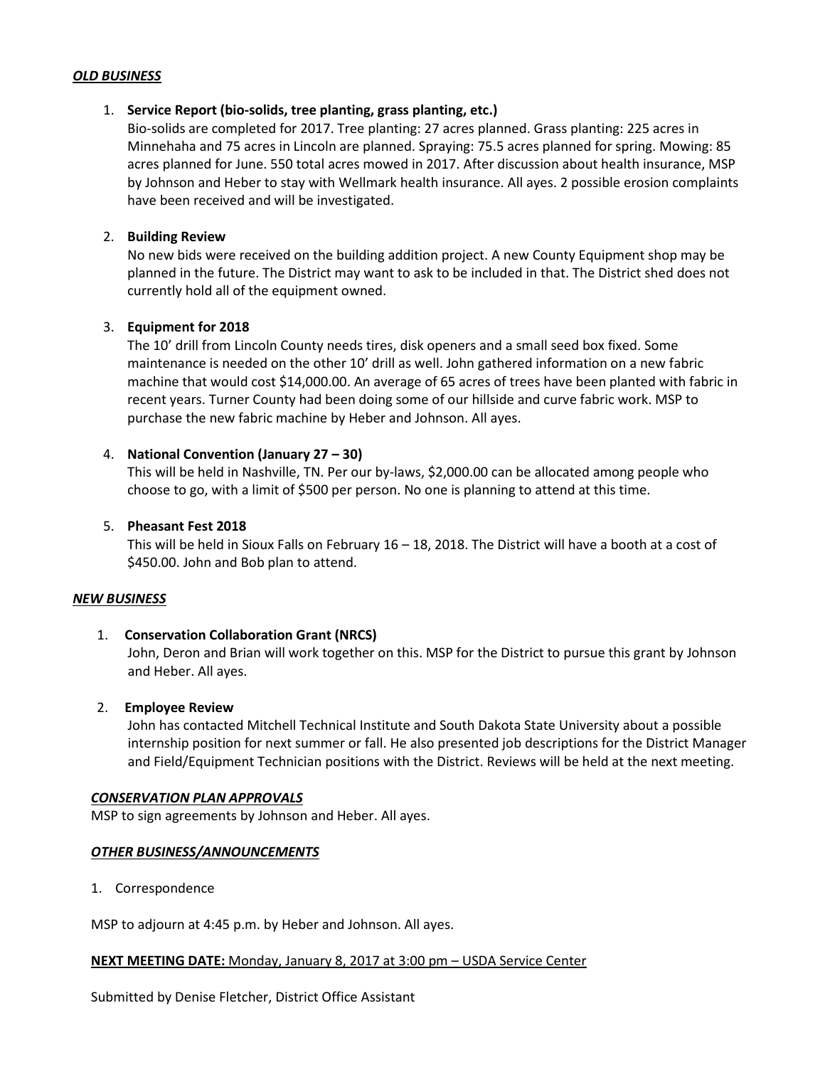***OLD BUSINESS***

1. **Service Report (bio-solids, tree planting, grass planting, etc.)**
   Bio-solids are completed for 2017. Tree planting: 27 acres planned. Grass planting: 225 acres in Minnehaha and 75 acres in Lincoln are planned. Spraying: 75.5 acres planned for spring. Mowing: 85 acres planned for June. 550 total acres mowed in 2017. After discussion about health insurance, MSP by Johnson and Heber to stay with Wellmark health insurance. All ayes. 2 possible erosion complaints have been received and will be investigated.

2. **Building Review**
   No new bids were received on the building addition project. A new County Equipment shop may be planned in the future. The District may want to ask to be included in that. The District shed does not currently hold all of the equipment owned.

3. **Equipment for 2018**
   The 10' drill from Lincoln County needs tires, disk openers and a small seed box fixed. Some maintenance is needed on the other 10' drill as well. John gathered information on a new fabric machine that would cost $14,000.00. An average of 65 acres of trees have been planted with fabric in recent years. Turner County had been doing some of our hillside and curve fabric work. MSP to purchase the new fabric machine by Heber and Johnson. All ayes.

4. **National Convention (January 27 – 30)**
   This will be held in Nashville, TN. Per our by-laws, $2,000.00 can be allocated among people who choose to go, with a limit of $500 per person. No one is planning to attend at this time.

5. **Pheasant Fest 2018**
   This will be held in Sioux Falls on February 16 – 18, 2018. The District will have a booth at a cost of $450.00. John and Bob plan to attend.

***NEW BUSINESS***

1. **Conservation Collaboration Grant (NRCS)**
   John, Deron and Brian will work together on this. MSP for the District to pursue this grant by Johnson and Heber. All ayes.

2. **Employee Review**
   John has contacted Mitchell Technical Institute and South Dakota State University about a possible internship position for next summer or fall. He also presented job descriptions for the District Manager and Field/Equipment Technician positions with the District. Reviews will be held at the next meeting.

***CONSERVATION PLAN APPROVALS***

MSP to sign agreements by Johnson and Heber. All ayes.

***OTHER BUSINESS/ANNOUNCEMENTS***

1. Correspondence

MSP to adjourn at 4:45 p.m. by Heber and Johnson. All ayes.

**NEXT MEETING DATE:** Monday, January 8, 2017 at 3:00 pm – USDA Service Center

Submitted by Denise Fletcher, District Office Assistant